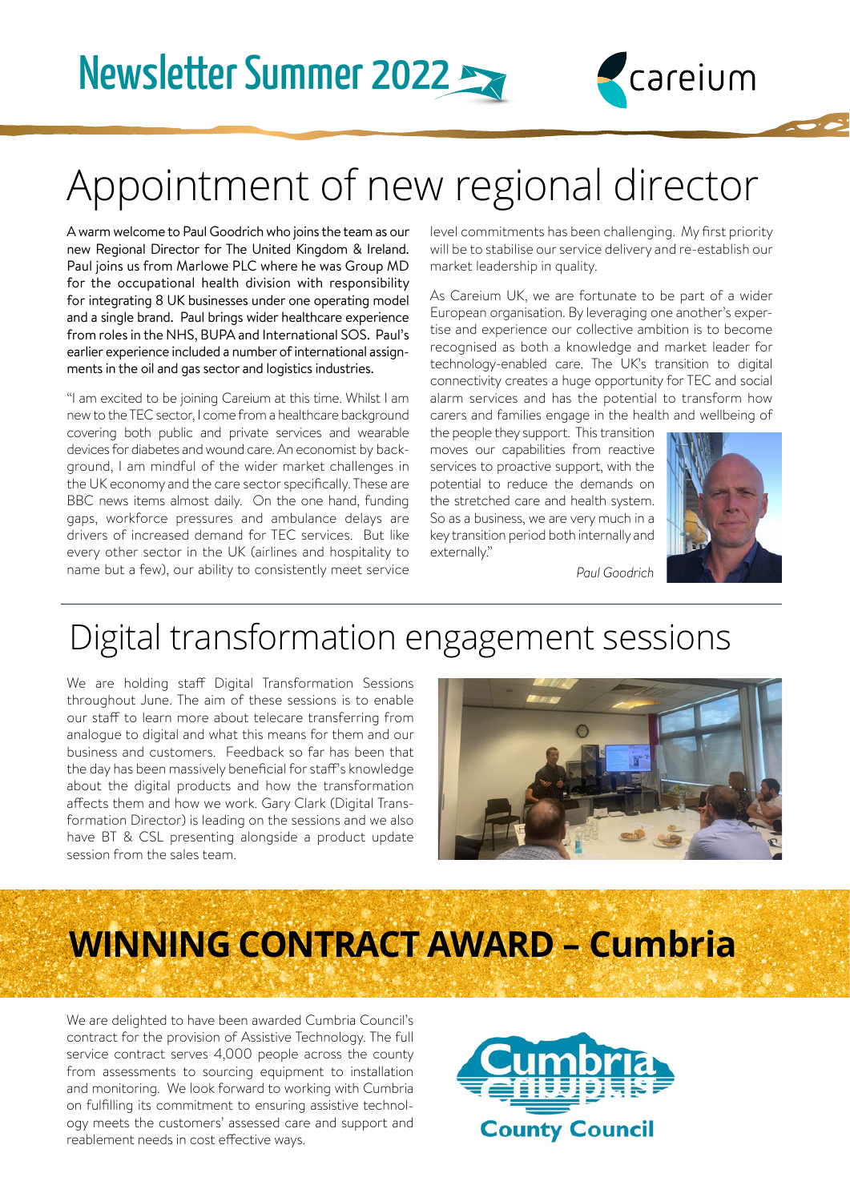# Newsletter Summer 2022

careium

## Appointment of new regional director

A warm welcome to Paul Goodrich who joins the team as our new Regional Director for The United Kingdom & Ireland. Paul joins us from Marlowe PLC where he was Group MD for the occupational health division with responsibility for integrating 8 UK businesses under one operating model and a single brand. Paul brings wider healthcare experience from roles in the NHS, BUPA and International SOS. Paul's earlier experience included a number of international assignments in the oil and gas sector and logistics industries.

"I am excited to be joining Careium at this time. Whilst I am new to the TEC sector, I come from a healthcare background covering both public and private services and wearable devices for diabetes and wound care. An economist by background, I am mindful of the wider market challenges in the UK economy and the care sector specifically. These are BBC news items almost daily. On the one hand, funding gaps, workforce pressures and ambulance delays are drivers of increased demand for TEC services. But like every other sector in the UK (airlines and hospitality to name but a few), our ability to consistently meet service level commitments has been challenging. My first priority will be to stabilise our service delivery and re-establish our market leadership in quality.

As Careium UK, we are fortunate to be part of a wider European organisation. By leveraging one another's expertise and experience our collective ambition is to become recognised as both a knowledge and market leader for technology-enabled care. The UK's transition to digital connectivity creates a huge opportunity for TEC and social alarm services and has the potential to transform how carers and families engage in the health and wellbeing of the people they support. This transition moves our capabilities from reactive services to proactive support, with the potential to reduce the demands on the stretched care and health system. So as a business, we are very much in a key transition period both internally and externally."

*Paul Goodrich*

## Digital transformation engagement sessions

We are holding staff Digital Transformation Sessions throughout June. The aim of these sessions is to enable our staff to learn more about telecare transferring from analogue to digital and what this means for them and our business and customers. Feedback so far has been that the day has been massively beneficial for staff's knowledge about the digital products and how the transformation affects them and how we work. Gary Clark (Digital Transformation Director) is leading on the sessions and we also have BT & CSL presenting alongside a product update session from the sales team.

## WINNING CONTRACT AWARD – Cumbria

We are delighted to have been awarded Cumbria Council's contract for the provision of Assistive Technology. The full service contract serves 4,000 people across the county from assessments to sourcing equipment to installation and monitoring. We look forward to working with Cumbria on fulfilling its commitment to ensuring assistive technology meets the customers' assessed care and support and reablement needs in cost effective ways.

Cumbria County Council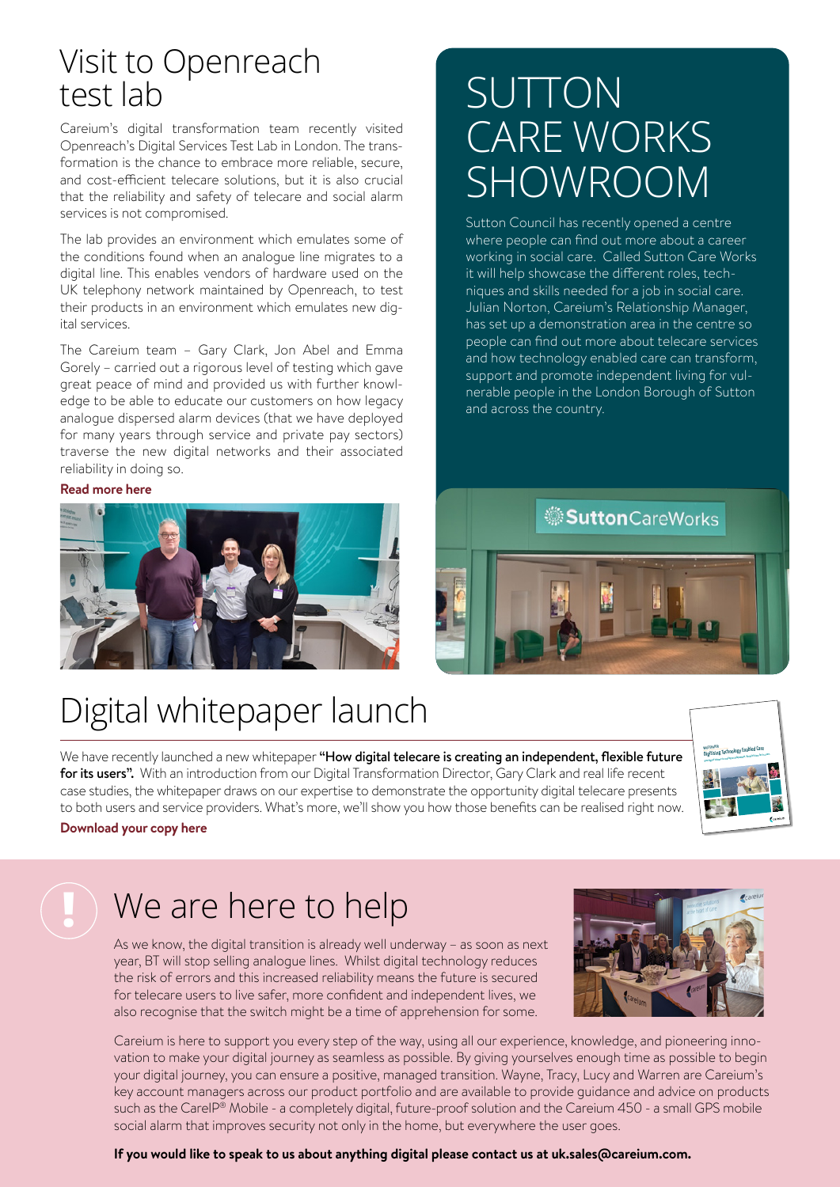# Visit to Openreach test lab

Careium's digital transformation team recently visited Openreach's Digital Services Test Lab in London. The transformation is the chance to embrace more reliable, secure, and cost-efficient telecare solutions, but it is also crucial that the reliability and safety of telecare and social alarm services is not compromised.

The lab provides an environment which emulates some of the conditions found when an analogue line migrates to a digital line. This enables vendors of hardware used on the UK telephony network maintained by Openreach, to test their products in an environment which emulates new digital services.

The Careium team – Gary Clark, Jon Abel and Emma Gorely – carried out a rigorous level of testing which gave great peace of mind and provided us with further knowledge to be able to educate our customers on how legacy analogue dispersed alarm devices (that we have deployed for many years through service and private pay sectors) traverse the new digital networks and their associated reliability in doing so.

**Read more here**

# SUTTON CARE WORKS SHOWROOM

Sutton Council has recently opened a centre where people can find out more about a career working in social care. Called Sutton Care Works it will help showcase the different roles, techniques and skills needed for a job in social care. Julian Norton, Careium's Relationship Manager, has set up a demonstration area in the centre so people can find out more about telecare services and how technology enabled care can transform, support and promote independent living for vulnerable people in the London Borough of Sutton and across the country.

# Digital whitepaper launch

We have recently launched a new whitepaper **"How digital telecare is creating an independent, flexible future for its users".** With an introduction from our Digital Transformation Director, Gary Clark and real life recent case studies, the whitepaper draws on our expertise to demonstrate the opportunity digital telecare presents to both users and service providers. What's more, we'll show you how those benefits can be realised right now.

**Download your copy here**

# We are here to help

As we know, the digital transition is already well underway – as soon as next year, BT will stop selling analogue lines. Whilst digital technology reduces the risk of errors and this increased reliability means the future is secured for telecare users to live safer, more confident and independent lives, we also recognise that the switch might be a time of apprehension for some.

Careium is here to support you every step of the way, using all our experience, knowledge, and pioneering innovation to make your digital journey as seamless as possible. By giving yourselves enough time as possible to begin your digital journey, you can ensure a positive, managed transition. Wayne, Tracy, Lucy and Warren are Careium's key account managers across our product portfolio and are available to provide guidance and advice on products such as the CareIP® Mobile - a completely digital, future-proof solution and the Careium 450 - a small GPS mobile social alarm that improves security not only in the home, but everywhere the user goes.

**If you would like to speak to us about anything digital please contact us at uk.sales@careium.com.**